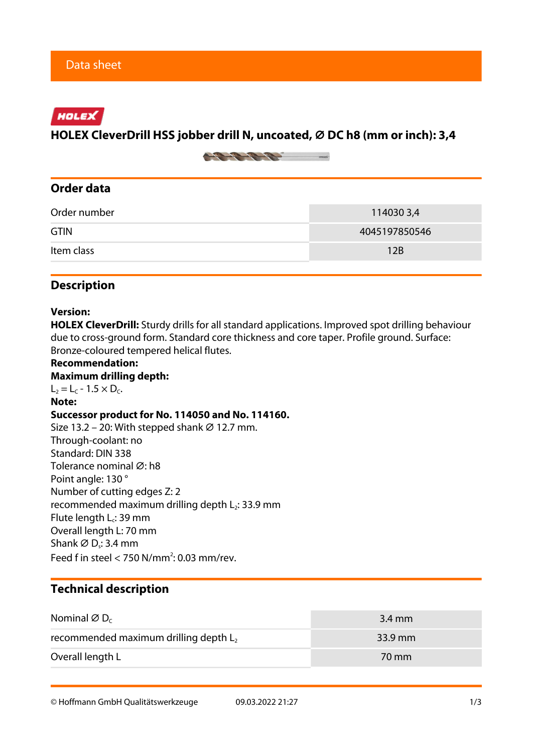Data sheet

HOLEX

# HOLEX CleverDrill HSS jobber drill N, uncoated, Ø DC h8 (mm or inch): 3,4

## Order data

| | |
|---|---|
| Order number | 114030 3,4 |
| GTIN | 4045197850546 |
| Item class | 12B |

## Description

**Version:**
**HOLEX CleverDrill:** Sturdy drills for all standard applications. Improved spot drilling behaviour due to cross-ground form. Standard core thickness and core taper. Profile ground. Surface: Bronze-coloured tempered helical flutes.
**Recommendation:**
**Maximum drilling depth:**
$L_2 = L_C - 1.5 \times D_C$.
**Note:**
**Successor product for No. 114050 and No. 114160.**
Size 13.2 – 20: With stepped shank Ø 12.7 mm.
Through-coolant: no
Standard: DIN 338
Tolerance nominal Ø: h8
Point angle: 130 °
Number of cutting edges Z: 2
recommended maximum drilling depth $L_2$: 33.9 mm
Flute length $L_c$: 39 mm
Overall length L: 70 mm
Shank Ø $D_s$: 3.4 mm
Feed f in steel < 750 N/mm$^2$: 0.03 mm/rev.

## Technical description

| | |
|---|---|
| Nominal Ø $D_C$ | 3.4 mm |
| recommended maximum drilling depth $L_2$ | 33.9 mm |
| Overall length L | 70 mm |

© Hoffmann GmbH Qualitätswerkzeuge 09.03.2022 21:27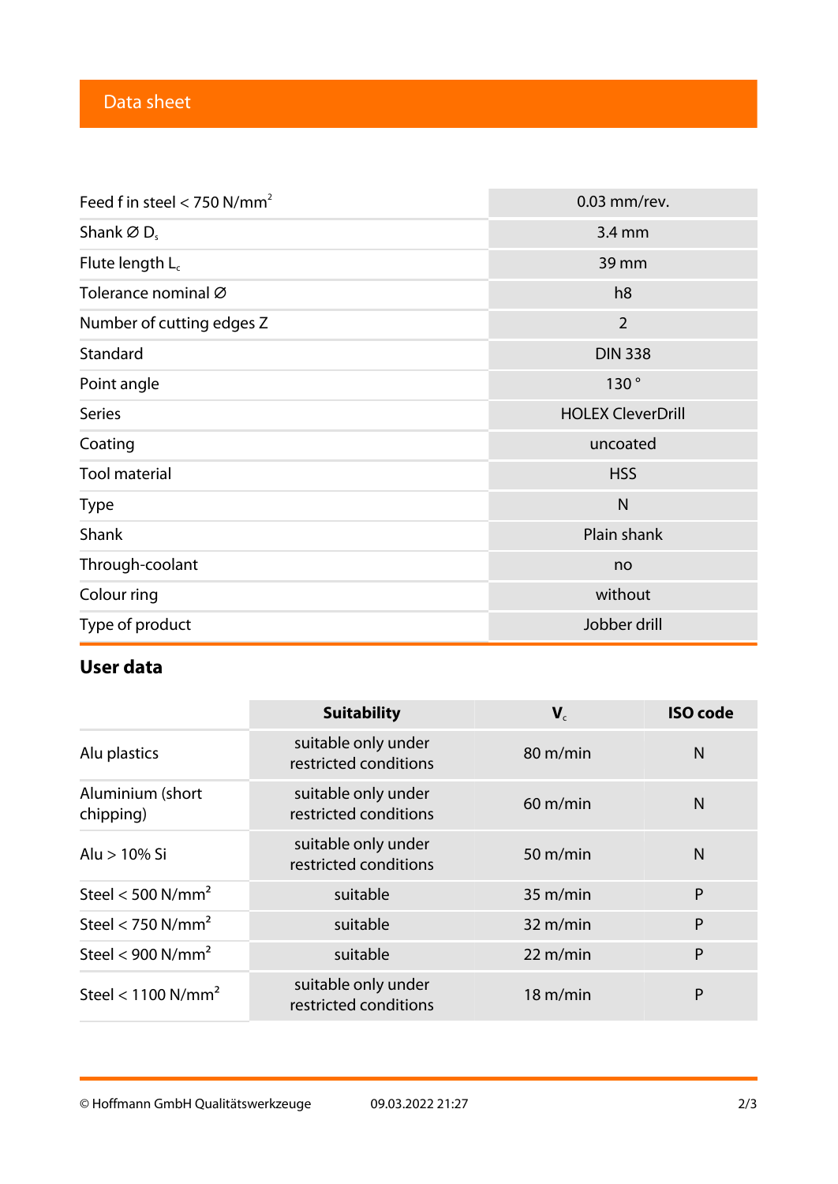## Data sheet

| | |
|---|---|
| Feed f in steel < 750 N/mm$^2$ | 0.03 mm/rev. |
| Shank ∅ $D_s$ | 3.4 mm |
| Flute length $L_c$ | 39 mm |
| Tolerance nominal ∅ | h8 |
| Number of cutting edges Z | 2 |
| Standard | DIN 338 |
| Point angle | 130 ° |
| Series | HOLEX CleverDrill |
| Coating | uncoated |
| Tool material | HSS |
| Type | N |
| Shank | Plain shank |
| Through-coolant | no |
| Colour ring | without |
| Type of product | Jobber drill |

## User data

| | Suitability | $V_c$ | ISO code |
|---|---|---|---|
| Alu plastics | suitable only under restricted conditions | 80 m/min | N |
| Aluminium (short chipping) | suitable only under restricted conditions | 60 m/min | N |
| Alu > 10% Si | suitable only under restricted conditions | 50 m/min | N |
| Steel < 500 N/mm$^2$ | suitable | 35 m/min | P |
| Steel < 750 N/mm$^2$ | suitable | 32 m/min | P |
| Steel < 900 N/mm$^2$ | suitable | 22 m/min | P |
| Steel < 1100 N/mm$^2$ | suitable only under restricted conditions | 18 m/min | P |

© Hoffmann GmbH Qualitätswerkzeuge 09.03.2022 21:27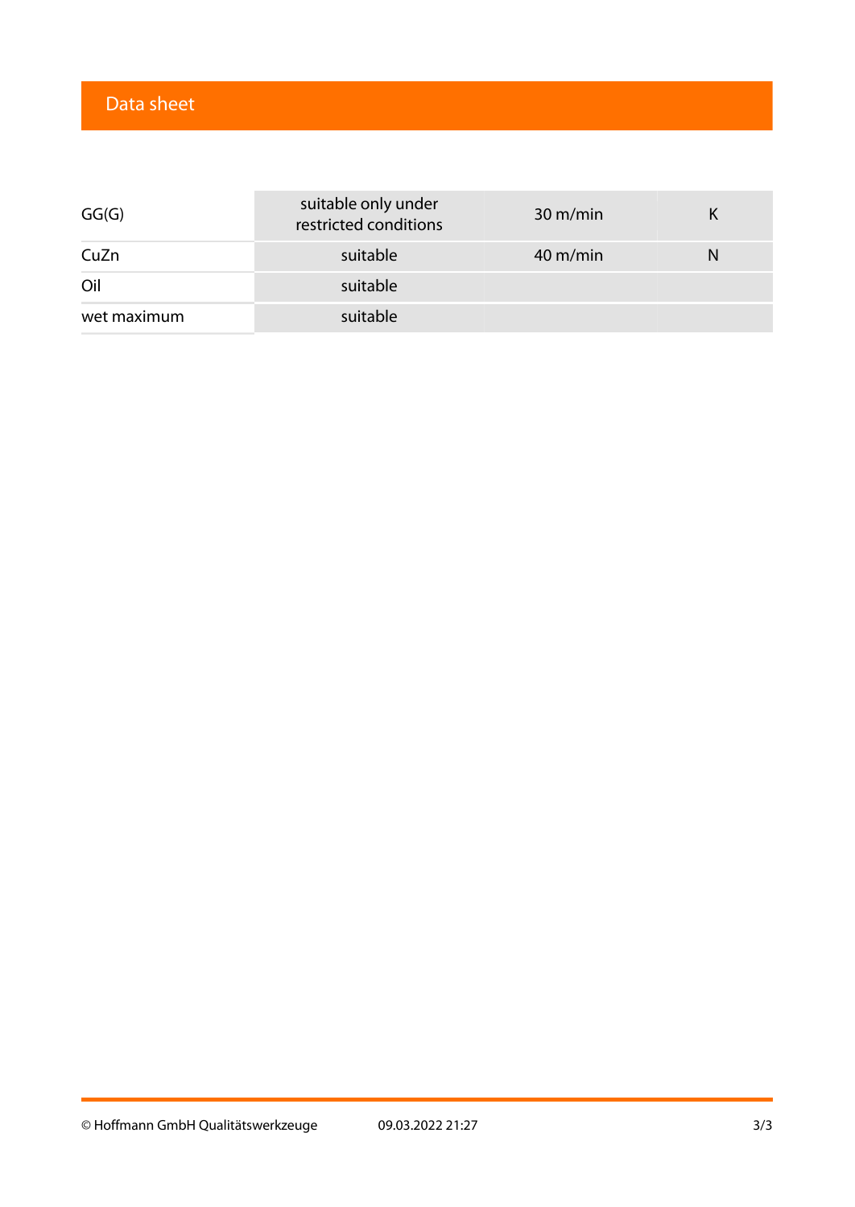# Data sheet

| | | | |
|---|---|---|---|
| GG(G) | suitable only under restricted conditions | 30 m/min | K |
| CuZn | suitable | 40 m/min | N |
| Oil | suitable | | |
| wet maximum | suitable | | |

© Hoffmann GmbH Qualitätswerkzeuge 09.03.2022 21:27